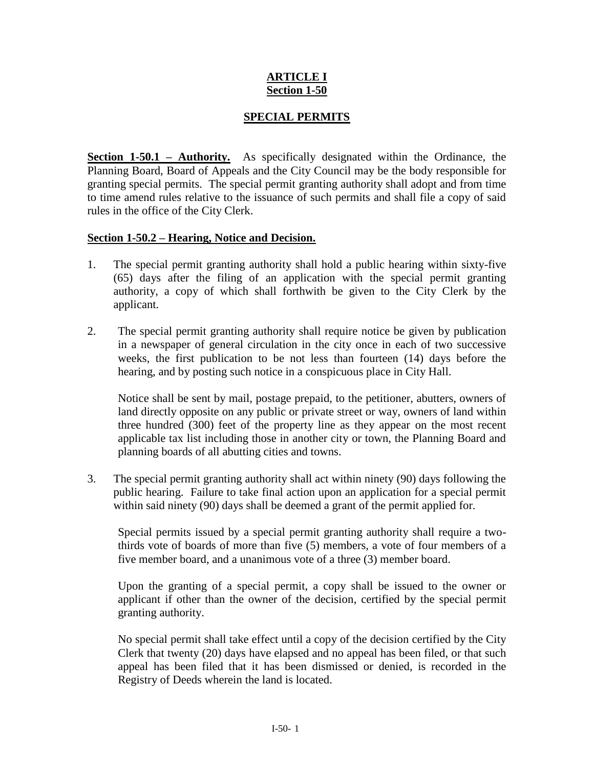# ARTICLE I
# Section 1-50

## SPECIAL PERMITS

**Section 1-50.1 – Authority.** As specifically designated within the Ordinance, the Planning Board, Board of Appeals and the City Council may be the body responsible for granting special permits. The special permit granting authority shall adopt and from time to time amend rules relative to the issuance of such permits and shall file a copy of said rules in the office of the City Clerk.

**Section 1-50.2 – Hearing, Notice and Decision.**

1. The special permit granting authority shall hold a public hearing within sixty-five (65) days after the filing of an application with the special permit granting authority, a copy of which shall forthwith be given to the City Clerk by the applicant.

2. The special permit granting authority shall require notice be given by publication in a newspaper of general circulation in the city once in each of two successive weeks, the first publication to be not less than fourteen (14) days before the hearing, and by posting such notice in a conspicuous place in City Hall.

   Notice shall be sent by mail, postage prepaid, to the petitioner, abutters, owners of land directly opposite on any public or private street or way, owners of land within three hundred (300) feet of the property line as they appear on the most recent applicable tax list including those in another city or town, the Planning Board and planning boards of all abutting cities and towns.

3. The special permit granting authority shall act within ninety (90) days following the public hearing. Failure to take final action upon an application for a special permit within said ninety (90) days shall be deemed a grant of the permit applied for.

   Special permits issued by a special permit granting authority shall require a two-thirds vote of boards of more than five (5) members, a vote of four members of a five member board, and a unanimous vote of a three (3) member board.

   Upon the granting of a special permit, a copy shall be issued to the owner or applicant if other than the owner of the decision, certified by the special permit granting authority.

   No special permit shall take effect until a copy of the decision certified by the City Clerk that twenty (20) days have elapsed and no appeal has been filed, or that such appeal has been filed that it has been dismissed or denied, is recorded in the Registry of Deeds wherein the land is located.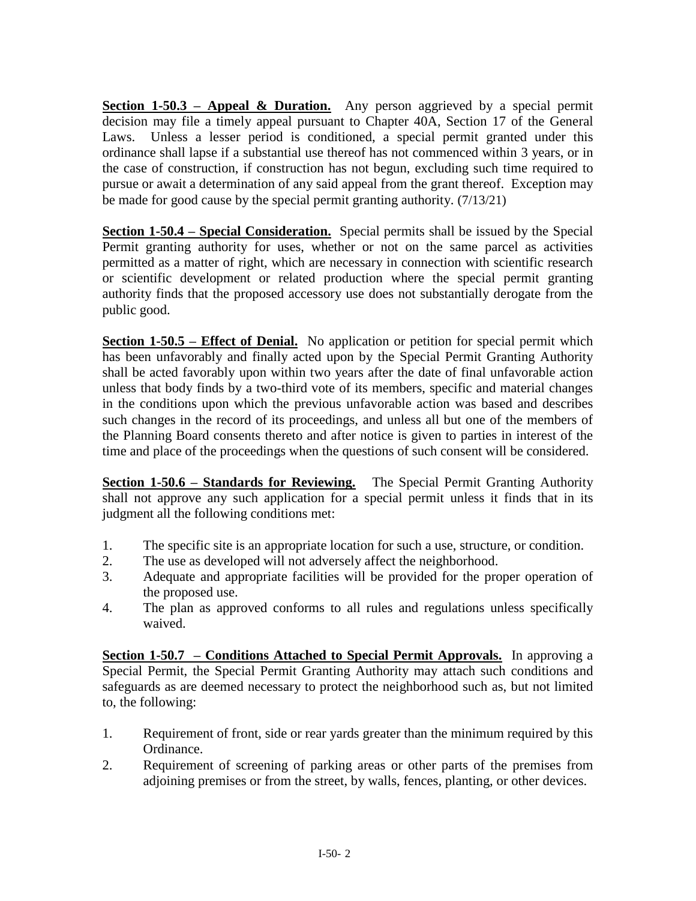**Section 1-50.3 – Appeal & Duration.** Any person aggrieved by a special permit decision may file a timely appeal pursuant to Chapter 40A, Section 17 of the General Laws. Unless a lesser period is conditioned, a special permit granted under this ordinance shall lapse if a substantial use thereof has not commenced within 3 years, or in the case of construction, if construction has not begun, excluding such time required to pursue or await a determination of any said appeal from the grant thereof. Exception may be made for good cause by the special permit granting authority. (7/13/21)

**Section 1-50.4 – Special Consideration.** Special permits shall be issued by the Special Permit granting authority for uses, whether or not on the same parcel as activities permitted as a matter of right, which are necessary in connection with scientific research or scientific development or related production where the special permit granting authority finds that the proposed accessory use does not substantially derogate from the public good.

**Section 1-50.5 – Effect of Denial.** No application or petition for special permit which has been unfavorably and finally acted upon by the Special Permit Granting Authority shall be acted favorably upon within two years after the date of final unfavorable action unless that body finds by a two-third vote of its members, specific and material changes in the conditions upon which the previous unfavorable action was based and describes such changes in the record of its proceedings, and unless all but one of the members of the Planning Board consents thereto and after notice is given to parties in interest of the time and place of the proceedings when the questions of such consent will be considered.

**Section 1-50.6 – Standards for Reviewing.** The Special Permit Granting Authority shall not approve any such application for a special permit unless it finds that in its judgment all the following conditions met:

1. The specific site is an appropriate location for such a use, structure, or condition.
2. The use as developed will not adversely affect the neighborhood.
3. Adequate and appropriate facilities will be provided for the proper operation of the proposed use.
4. The plan as approved conforms to all rules and regulations unless specifically waived.

**Section 1-50.7 – Conditions Attached to Special Permit Approvals.** In approving a Special Permit, the Special Permit Granting Authority may attach such conditions and safeguards as are deemed necessary to protect the neighborhood such as, but not limited to, the following:

1. Requirement of front, side or rear yards greater than the minimum required by this Ordinance.
2. Requirement of screening of parking areas or other parts of the premises from adjoining premises or from the street, by walls, fences, planting, or other devices.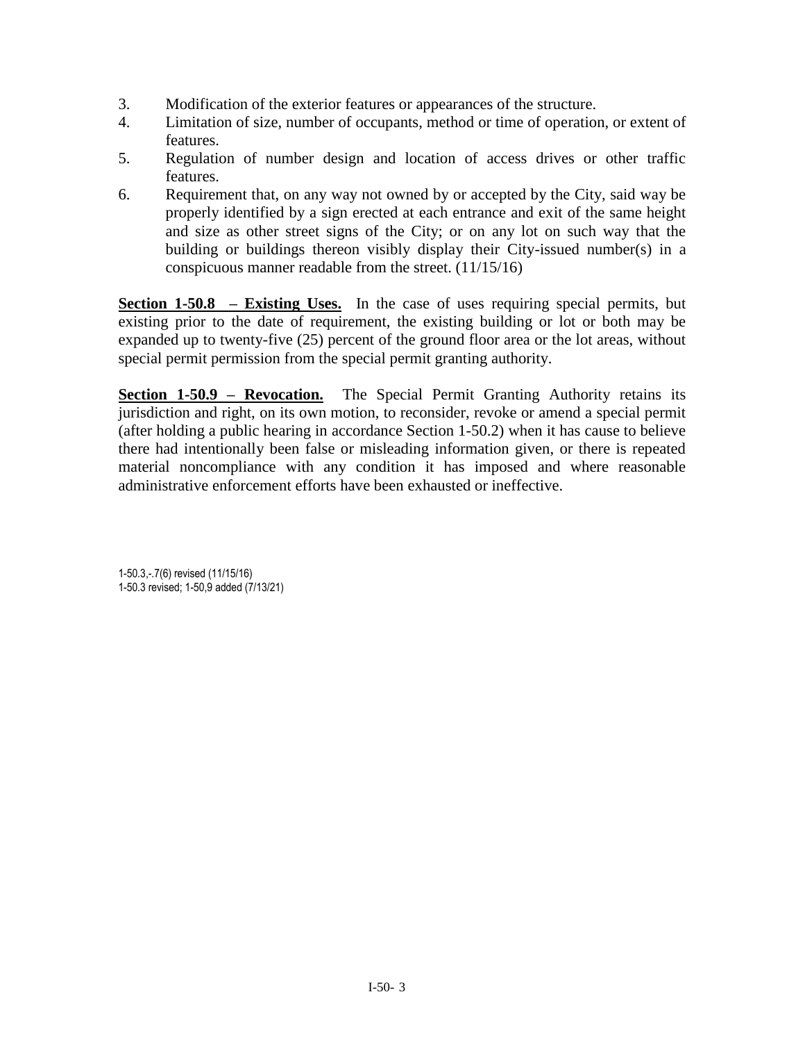3. Modification of the exterior features or appearances of the structure.
4. Limitation of size, number of occupants, method or time of operation, or extent of features.
5. Regulation of number design and location of access drives or other traffic features.
6. Requirement that, on any way not owned by or accepted by the City, said way be properly identified by a sign erected at each entrance and exit of the same height and size as other street signs of the City; or on any lot on such way that the building or buildings thereon visibly display their City-issued number(s) in a conspicuous manner readable from the street. (11/15/16)

**Section 1-50.8 – Existing Uses.** In the case of uses requiring special permits, but existing prior to the date of requirement, the existing building or lot or both may be expanded up to twenty-five (25) percent of the ground floor area or the lot areas, without special permit permission from the special permit granting authority.

**Section 1-50.9 – Revocation.** The Special Permit Granting Authority retains its jurisdiction and right, on its own motion, to reconsider, revoke or amend a special permit (after holding a public hearing in accordance Section 1-50.2) when it has cause to believe there had intentionally been false or misleading information given, or there is repeated material noncompliance with any condition it has imposed and where reasonable administrative enforcement efforts have been exhausted or ineffective.

1-50.3,-.7(6) revised (11/15/16)
1-50.3 revised; 1-50,9 added (7/13/21)